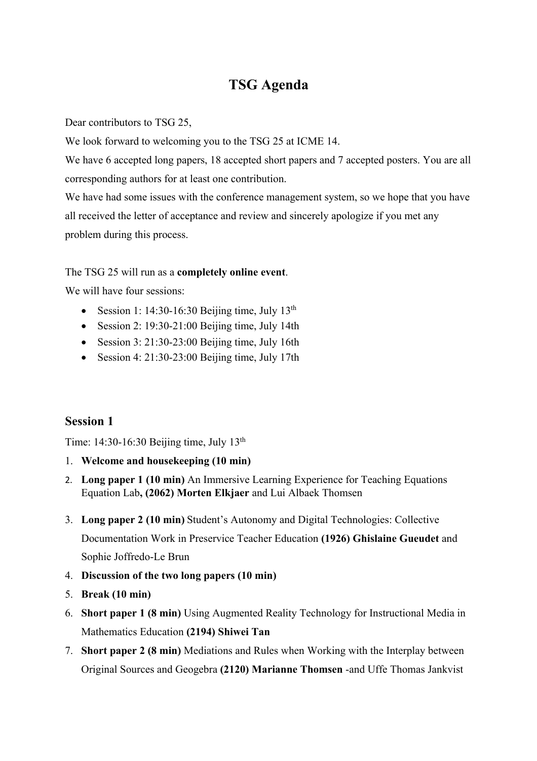# TSG Agenda

Dear contributors to TSG 25,

We look forward to welcoming you to the TSG 25 at ICME 14.

We have 6 accepted long papers, 18 accepted short papers and 7 accepted posters. You are all corresponding authors for at least one contribution.

We have had some issues with the conference management system, so we hope that you have all received the letter of acceptance and review and sincerely apologize if you met any problem during this process.

The TSG 25 will run as a **completely online event**.

We will have four sessions:

- Session 1: 14:30-16:30 Beijing time, July 13th
- Session 2: 19:30-21:00 Beijing time, July 14th
- Session 3: 21:30-23:00 Beijing time, July 16th
- Session 4: 21:30-23:00 Beijing time, July 17th

## Session 1

Time: 14:30-16:30 Beijing time, July 13th

1. **Welcome and housekeeping (10 min)**
2. **Long paper 1 (10 min)** An Immersive Learning Experience for Teaching Equations Equation Lab**, (2062) Morten Elkjaer** and Lui Albaek Thomsen
3. **Long paper 2 (10 min)** Student's Autonomy and Digital Technologies: Collective Documentation Work in Preservice Teacher Education **(1926) Ghislaine Gueudet** and Sophie Joffredo-Le Brun
4. **Discussion of the two long papers (10 min)**
5. **Break (10 min)**
6. **Short paper 1 (8 min)** Using Augmented Reality Technology for Instructional Media in Mathematics Education **(2194) Shiwei Tan**
7. **Short paper 2 (8 min)** Mediations and Rules when Working with the Interplay between Original Sources and Geogebra **(2120) Marianne Thomsen** -and Uffe Thomas Jankvist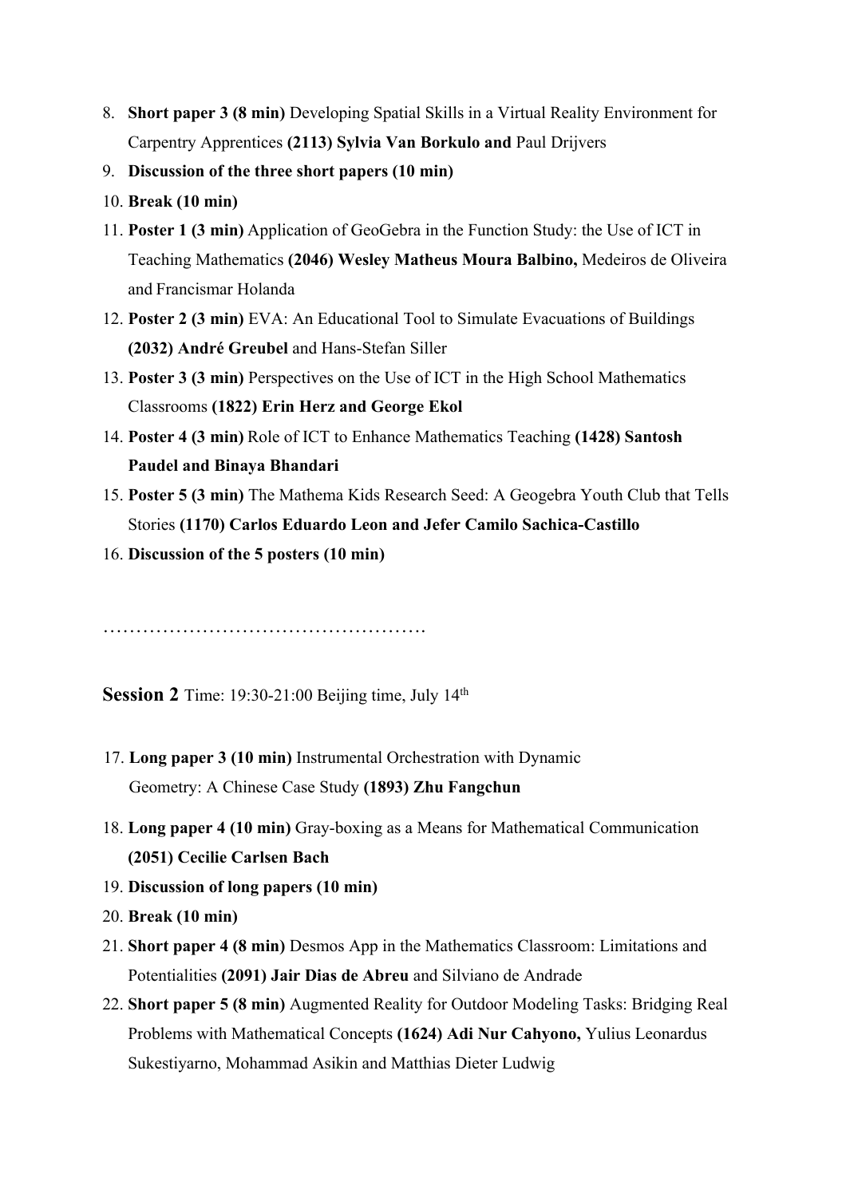8. **Short paper 3 (8 min)** Developing Spatial Skills in a Virtual Reality Environment for Carpentry Apprentices **(2113) Sylvia Van Borkulo and** Paul Drijvers
9. **Discussion of the three short papers (10 min)**
10. **Break (10 min)**
11. **Poster 1 (3 min)** Application of GeoGebra in the Function Study: the Use of ICT in Teaching Mathematics **(2046) Wesley Matheus Moura Balbino,** Medeiros de Oliveira and Francismar Holanda
12. **Poster 2 (3 min)** EVA: An Educational Tool to Simulate Evacuations of Buildings **(2032) André Greubel** and Hans-Stefan Siller
13. **Poster 3 (3 min)** Perspectives on the Use of ICT in the High School Mathematics Classrooms **(1822) Erin Herz and George Ekol**
14. **Poster 4 (3 min)** Role of ICT to Enhance Mathematics Teaching **(1428) Santosh Paudel and Binaya Bhandari**
15. **Poster 5 (3 min)** The Mathema Kids Research Seed: A Geogebra Youth Club that Tells Stories **(1170) Carlos Eduardo Leon and Jefer Camilo Sachica-Castillo**
16. **Discussion of the 5 posters (10 min)**

………………………………………….

**Session 2** Time: 19:30-21:00 Beijing time, July 14th

17. **Long paper 3 (10 min)** Instrumental Orchestration with Dynamic Geometry: A Chinese Case Study **(1893) Zhu Fangchun**
18. **Long paper 4 (10 min)** Gray-boxing as a Means for Mathematical Communication **(2051) Cecilie Carlsen Bach**
19. **Discussion of long papers (10 min)**
20. **Break (10 min)**
21. **Short paper 4 (8 min)** Desmos App in the Mathematics Classroom: Limitations and Potentialities **(2091) Jair Dias de Abreu** and Silviano de Andrade
22. **Short paper 5 (8 min)** Augmented Reality for Outdoor Modeling Tasks: Bridging Real Problems with Mathematical Concepts **(1624) Adi Nur Cahyono,** Yulius Leonardus Sukestiyarno, Mohammad Asikin and Matthias Dieter Ludwig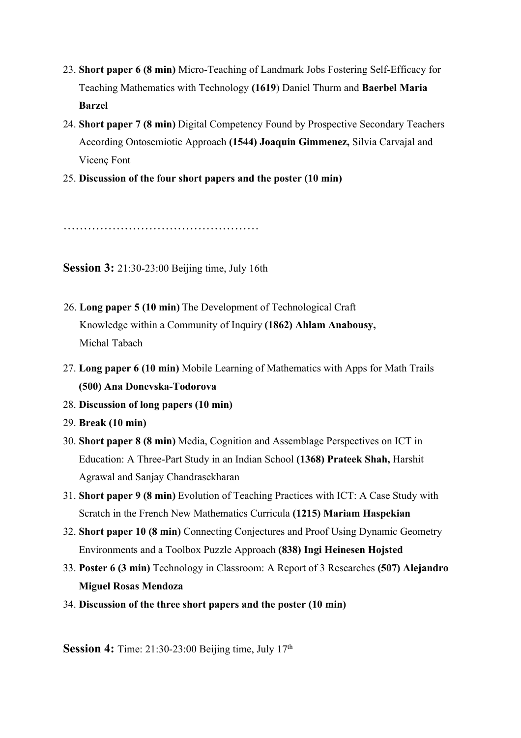23. **Short paper 6 (8 min)** Micro-Teaching of Landmark Jobs Fostering Self-Efficacy for Teaching Mathematics with Technology **(1619**) Daniel Thurm and **Baerbel Maria Barzel**
24. **Short paper 7 (8 min)** Digital Competency Found by Prospective Secondary Teachers According Ontosemiotic Approach **(1544) Joaquin Gimmenez,** Silvia Carvajal and Vicenç Font
25. **Discussion of the four short papers and the poster (10 min)**

…………………………………………

**Session 3:** 21:30-23:00 Beijing time, July 16th

26. **Long paper 5 (10 min)** The Development of Technological Craft Knowledge within a Community of Inquiry **(1862) Ahlam Anabousy,** Michal Tabach
27. **Long paper 6 (10 min)** Mobile Learning of Mathematics with Apps for Math Trails **(500) Ana Donevska-Todorova**
28. **Discussion of long papers (10 min)**
29. **Break (10 min)**
30. **Short paper 8 (8 min)** Media, Cognition and Assemblage Perspectives on ICT in Education: A Three-Part Study in an Indian School **(1368) Prateek Shah,** Harshit Agrawal and Sanjay Chandrasekharan
31. **Short paper 9 (8 min)** Evolution of Teaching Practices with ICT: A Case Study with Scratch in the French New Mathematics Curricula **(1215) Mariam Haspekian**
32. **Short paper 10 (8 min)** Connecting Conjectures and Proof Using Dynamic Geometry Environments and a Toolbox Puzzle Approach **(838) Ingi Heinesen Hojsted**
33. **Poster 6 (3 min)** Technology in Classroom: A Report of 3 Researches **(507) Alejandro Miguel Rosas Mendoza**
34. **Discussion of the three short papers and the poster (10 min)**

**Session 4:** Time: 21:30-23:00 Beijing time, July 17th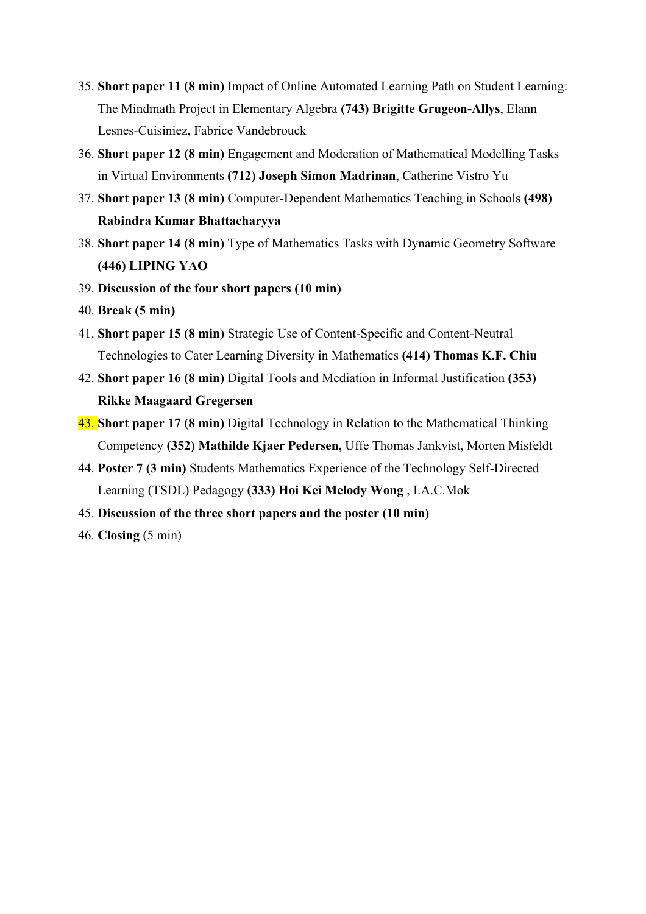35. **Short paper 11 (8 min)** Impact of Online Automated Learning Path on Student Learning: The Mindmath Project in Elementary Algebra **(743) Brigitte Grugeon-Allys**, Elann Lesnes-Cuisiniez, Fabrice Vandebrouck
36. **Short paper 12 (8 min)** Engagement and Moderation of Mathematical Modelling Tasks in Virtual Environments **(712) Joseph Simon Madrinan**, Catherine Vistro Yu
37. **Short paper 13 (8 min)** Computer-Dependent Mathematics Teaching in Schools **(498) Rabindra Kumar Bhattacharyya**
38. **Short paper 14 (8 min)** Type of Mathematics Tasks with Dynamic Geometry Software **(446) LIPING YAO**
39. **Discussion of the four short papers (10 min)**
40. **Break (5 min)**
41. **Short paper 15 (8 min)** Strategic Use of Content-Specific and Content-Neutral Technologies to Cater Learning Diversity in Mathematics **(414) Thomas K.F. Chiu**
42. **Short paper 16 (8 min)** Digital Tools and Mediation in Informal Justification **(353) Rikke Maagaard Gregersen**
43. **Short paper 17 (8 min)** Digital Technology in Relation to the Mathematical Thinking Competency **(352) Mathilde Kjaer Pedersen,** Uffe Thomas Jankvist, Morten Misfeldt
44. **Poster 7 (3 min)** Students Mathematics Experience of the Technology Self-Directed Learning (TSDL) Pedagogy **(333) Hoi Kei Melody Wong** , I.A.C.Mok
45. **Discussion of the three short papers and the poster (10 min)**
46. **Closing** (5 min)